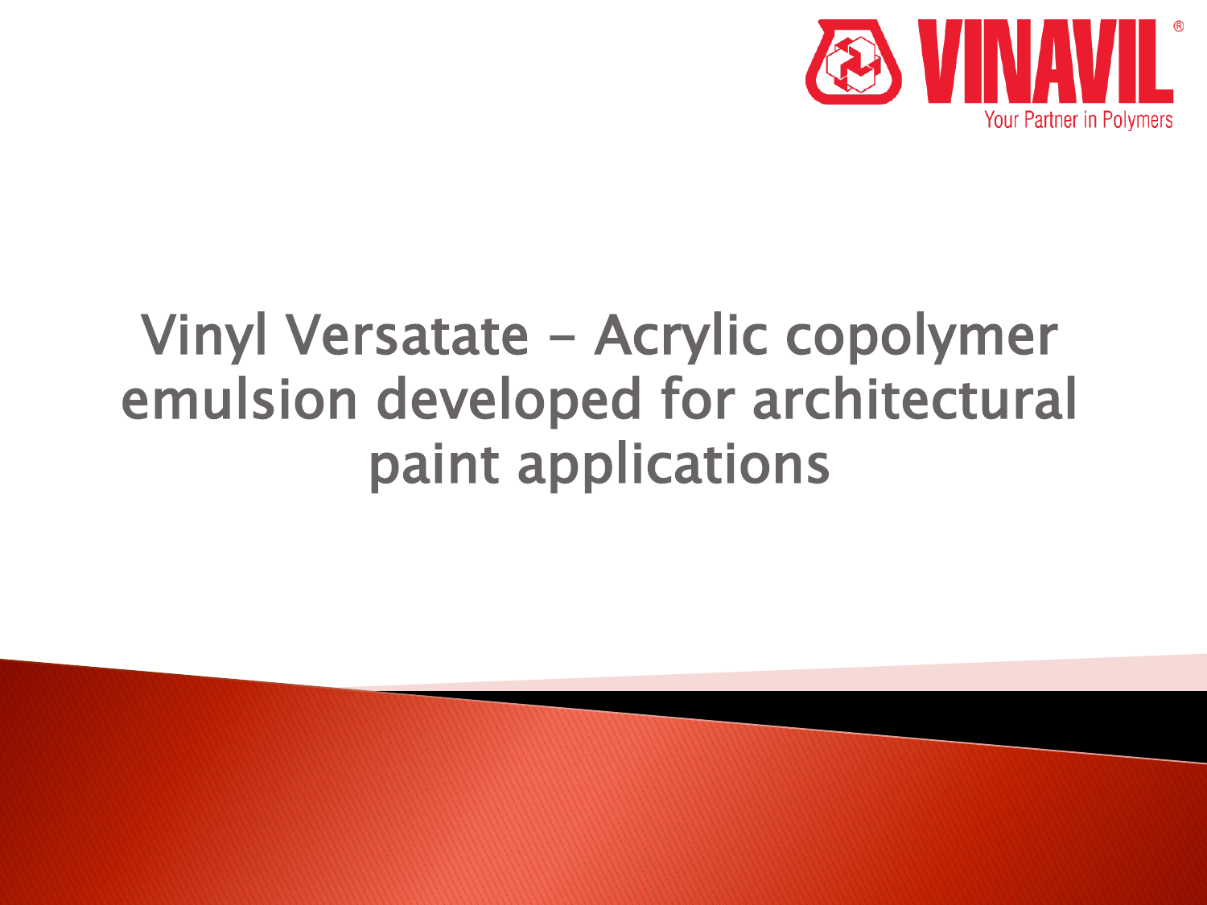VINAVIL®
Your Partner in Polymers

# Vinyl Versatate – Acrylic copolymer emulsion developed for architectural paint applications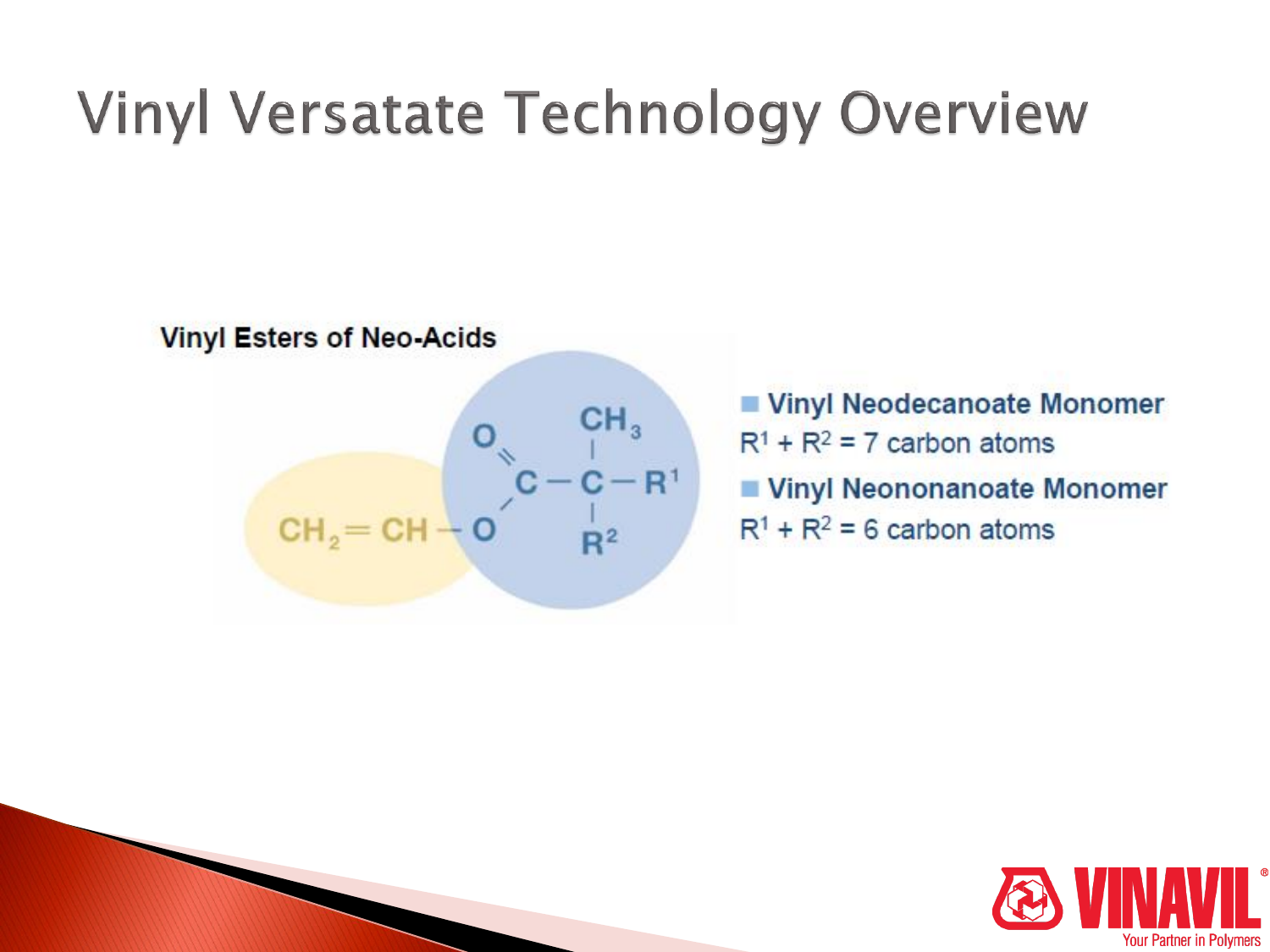# Vinyl Versatate Technology Overview

**Vinyl Esters of Neo-Acids**

$CH_2=CH-O-C(=O)-C(CH_3)(R^1)(R^2)$

- **Vinyl Neodecanoate Monomer**
  $R^1 + R^2$ = 7 carbon atoms
- **Vinyl Neononanoate Monomer**
  $R^1 + R^2$ = 6 carbon atoms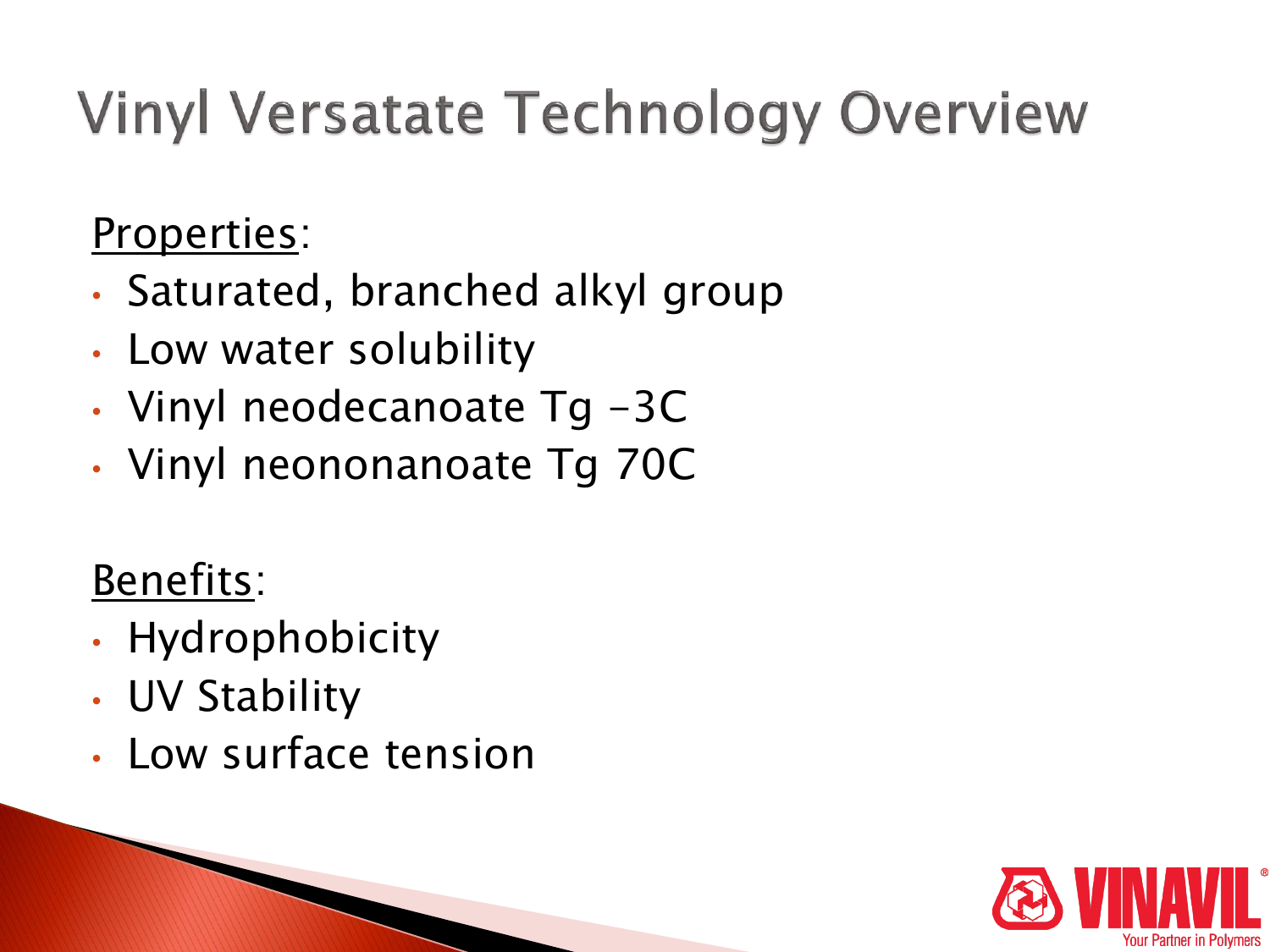# Vinyl Versatate Technology Overview

Properties:

- Saturated, branched alkyl group
- Low water solubility
- Vinyl neodecanoate Tg -3C
- Vinyl neononanoate Tg 70C

Benefits:

- Hydrophobicity
- UV Stability
- Low surface tension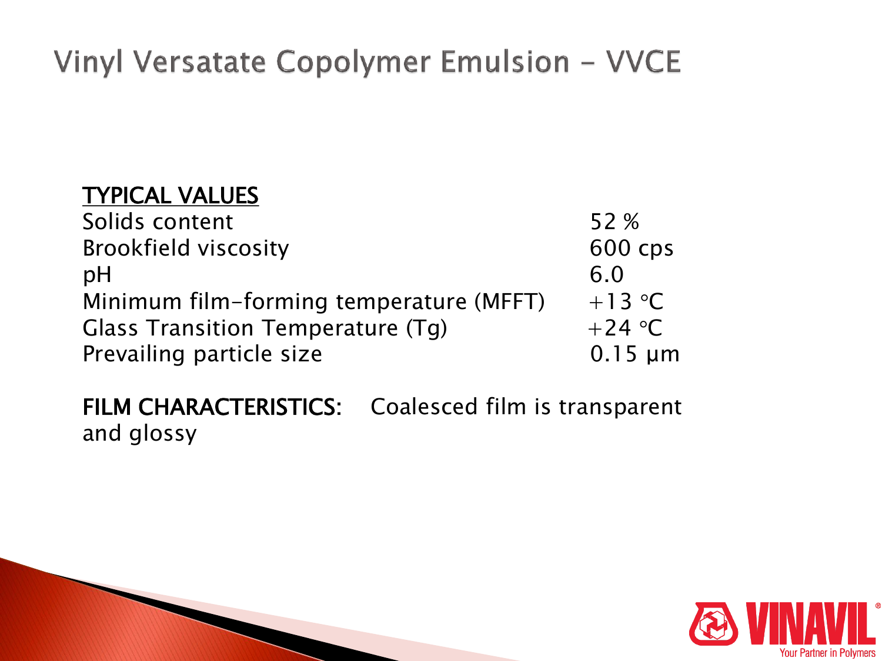# Vinyl Versatate Copolymer Emulsion - VVCE

**TYPICAL VALUES**

| Property | Value |
| --- | --- |
| Solids content | 52 % |
| Brookfield viscosity | 600 cps |
| pH | 6.0 |
| Minimum film-forming temperature (MFFT) | +13 °C |
| Glass Transition Temperature (Tg) | +24 °C |
| Prevailing particle size | 0.15 µm |

**FILM CHARACTERISTICS:** Coalesced film is transparent and glossy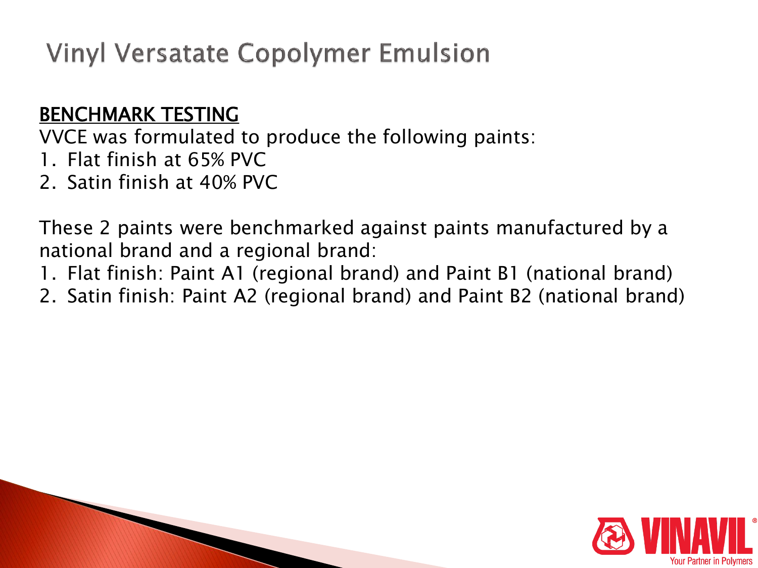# Vinyl Versatate Copolymer Emulsion

<u>BENCHMARK TESTING</u>

VVCE was formulated to produce the following paints:

1. Flat finish at 65% PVC
2. Satin finish at 40% PVC

These 2 paints were benchmarked against paints manufactured by a national brand and a regional brand:

1. Flat finish: Paint A1 (regional brand) and Paint B1 (national brand)
2. Satin finish: Paint A2 (regional brand) and Paint B2 (national brand)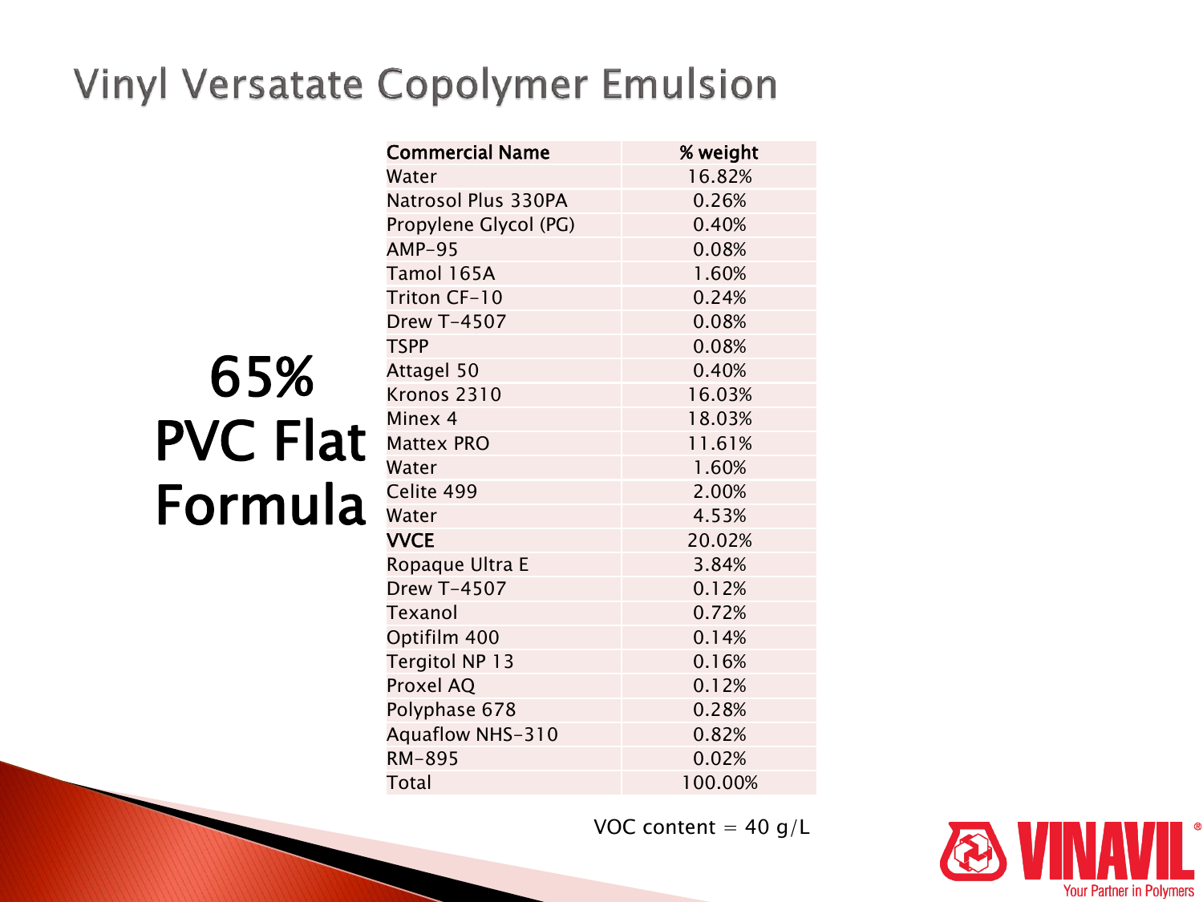# Vinyl Versatate Copolymer Emulsion

## 65% PVC Flat Formula

| Commercial Name | % weight |
|---|---|
| Water | 16.82% |
| Natrosol Plus 330PA | 0.26% |
| Propylene Glycol (PG) | 0.40% |
| AMP-95 | 0.08% |
| Tamol 165A | 1.60% |
| Triton CF-10 | 0.24% |
| Drew T-4507 | 0.08% |
| TSPP | 0.08% |
| Attagel 50 | 0.40% |
| Kronos 2310 | 16.03% |
| Minex 4 | 18.03% |
| Mattex PRO | 11.61% |
| Water | 1.60% |
| Celite 499 | 2.00% |
| Water | 4.53% |
| **VVCE** | 20.02% |
| Ropaque Ultra E | 3.84% |
| Drew T-4507 | 0.12% |
| Texanol | 0.72% |
| Optifilm 400 | 0.14% |
| Tergitol NP 13 | 0.16% |
| Proxel AQ | 0.12% |
| Polyphase 678 | 0.28% |
| Aquaflow NHS-310 | 0.82% |
| RM-895 | 0.02% |
| Total | 100.00% |

VOC content = 40 g/L

VINAVIL® Your Partner in Polymers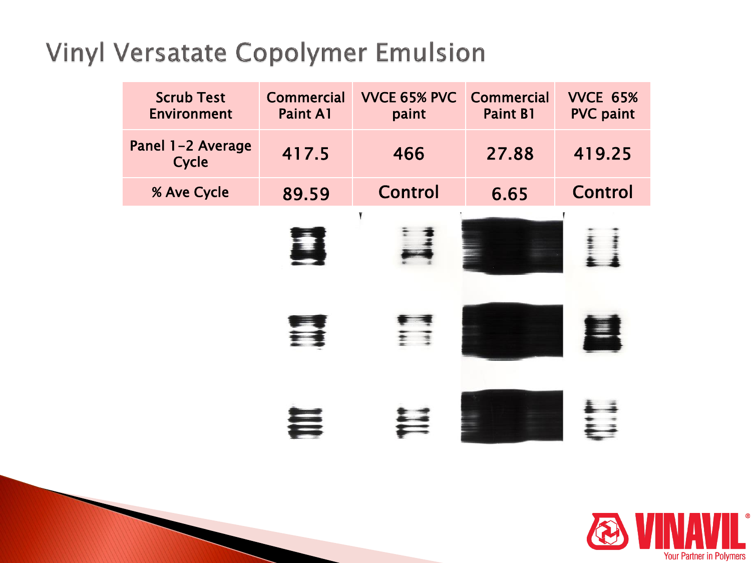# Vinyl Versatate Copolymer Emulsion

| Scrub Test Environment | Commercial Paint A1 | VVCE 65% PVC paint | Commercial Paint B1 | VVCE 65% PVC paint |
|---|---|---|---|---|
| Panel 1-2 Average Cycle | 417.5 | 466 | 27.88 | 419.25 |
| % Ave Cycle | 89.59 | Control | 6.65 | Control |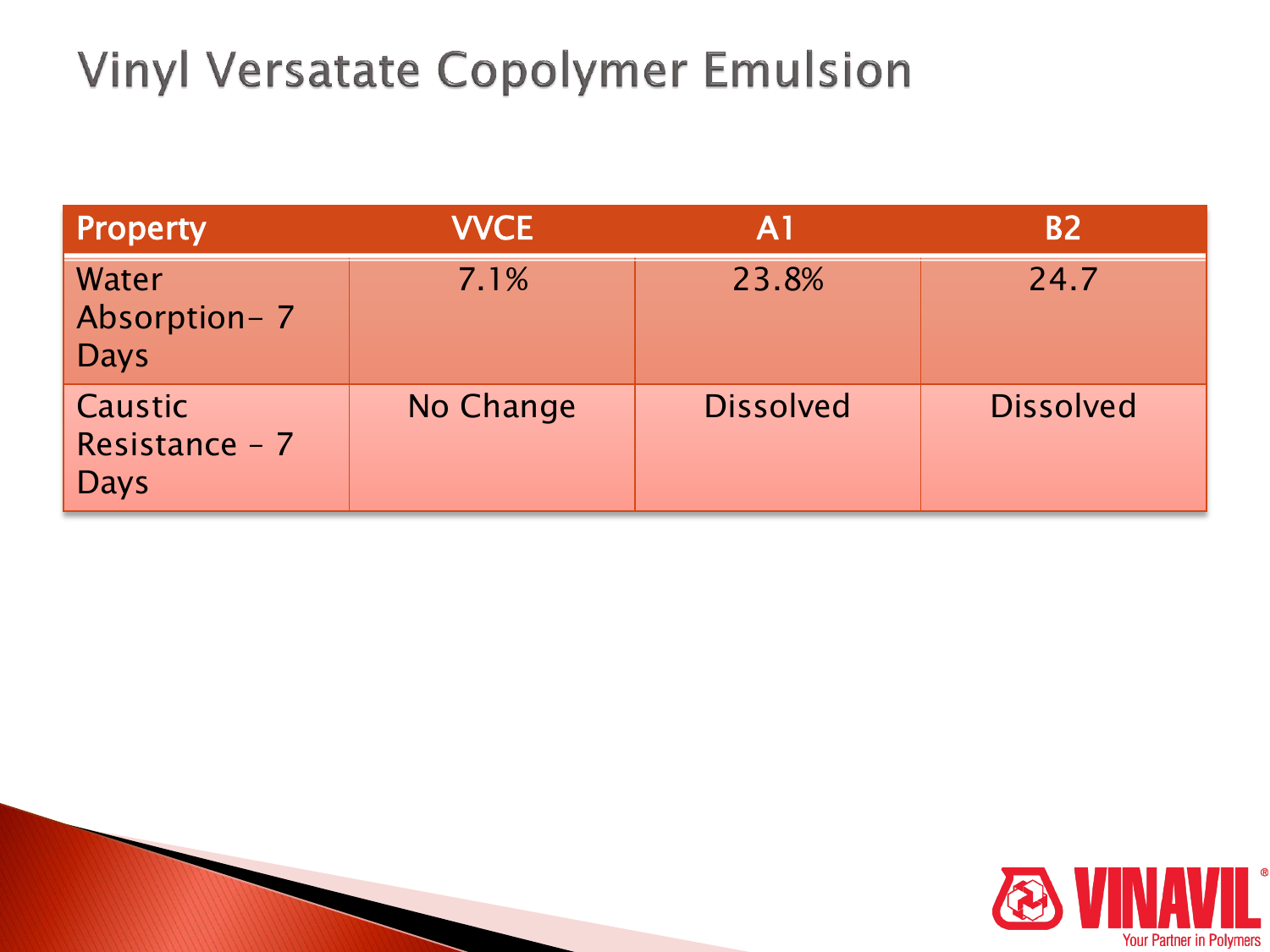# Vinyl Versatate Copolymer Emulsion

| Property | VVCE | A1 | B2 |
|---|---|---|---|
| Water Absorption- 7 Days | 7.1% | 23.8% | 24.7 |
| Caustic Resistance – 7 Days | No Change | Dissolved | Dissolved |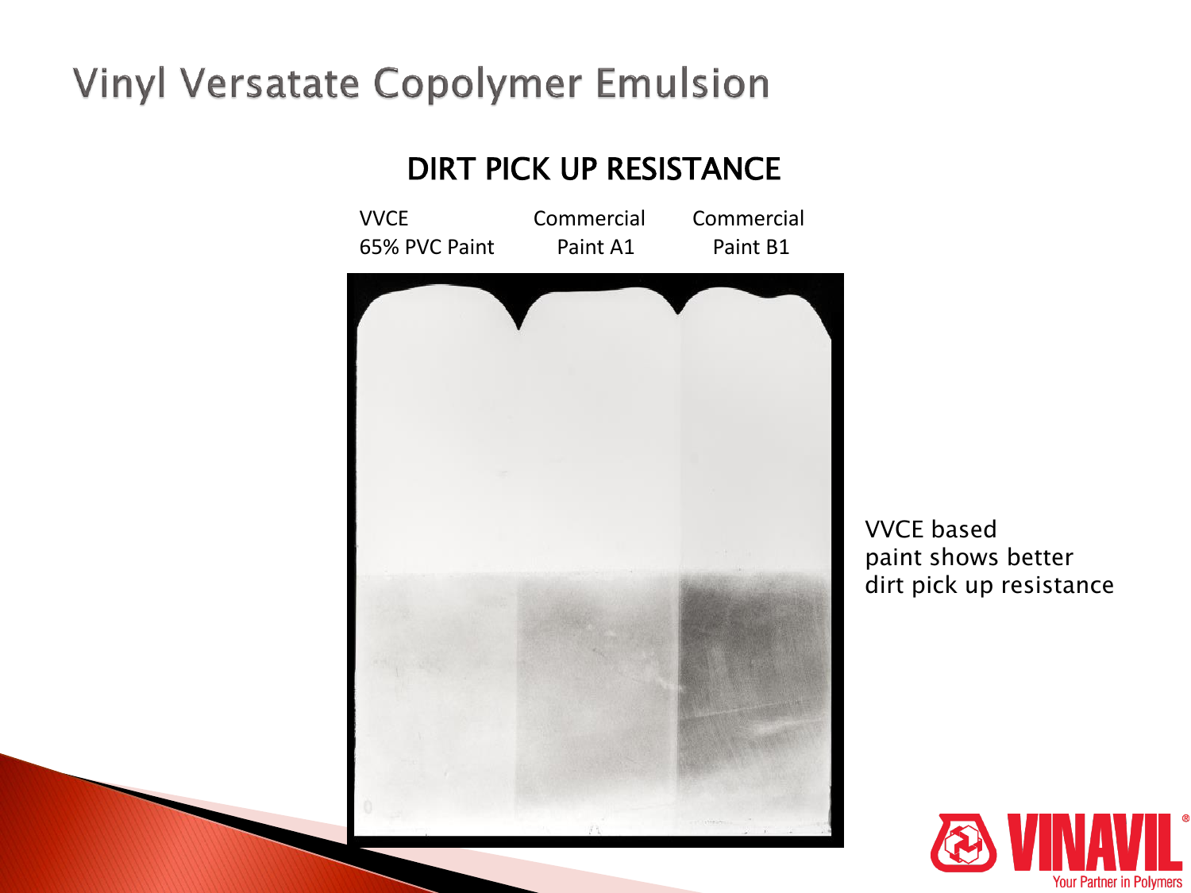# Vinyl Versatate Copolymer Emulsion

## DIRT PICK UP RESISTANCE

| VVCE 65% PVC Paint | Commercial Paint A1 | Commercial Paint B1 |
| --- | --- | --- |

VVCE based paint shows better dirt pick up resistance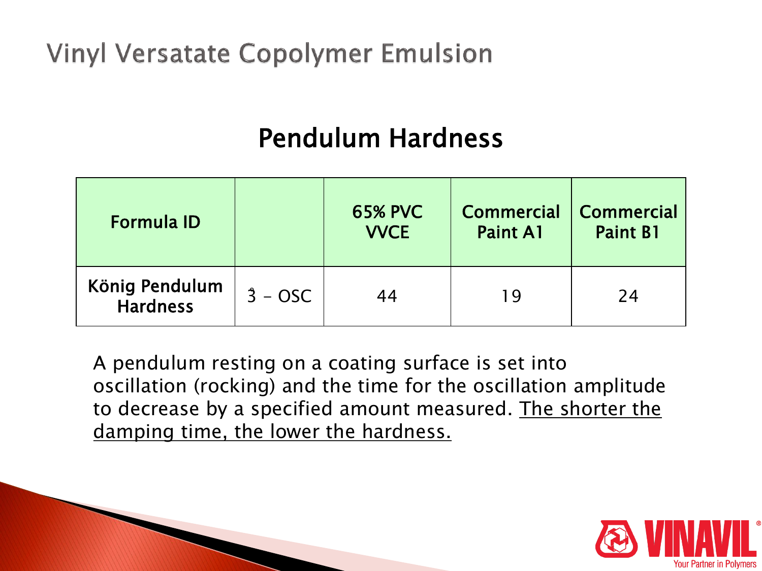# Vinyl Versatate Copolymer Emulsion

## Pendulum Hardness

| Formula ID | | 65% PVC VVCE | Commercial Paint A1 | Commercial Paint B1 |
|---|---|---|---|---|
| König Pendulum Hardness | 3 – OSC | 44 | 19 | 24 |

A pendulum resting on a coating surface is set into oscillation (rocking) and the time for the oscillation amplitude to decrease by a specified amount measured. <u>The shorter the damping time, the lower the hardness.</u>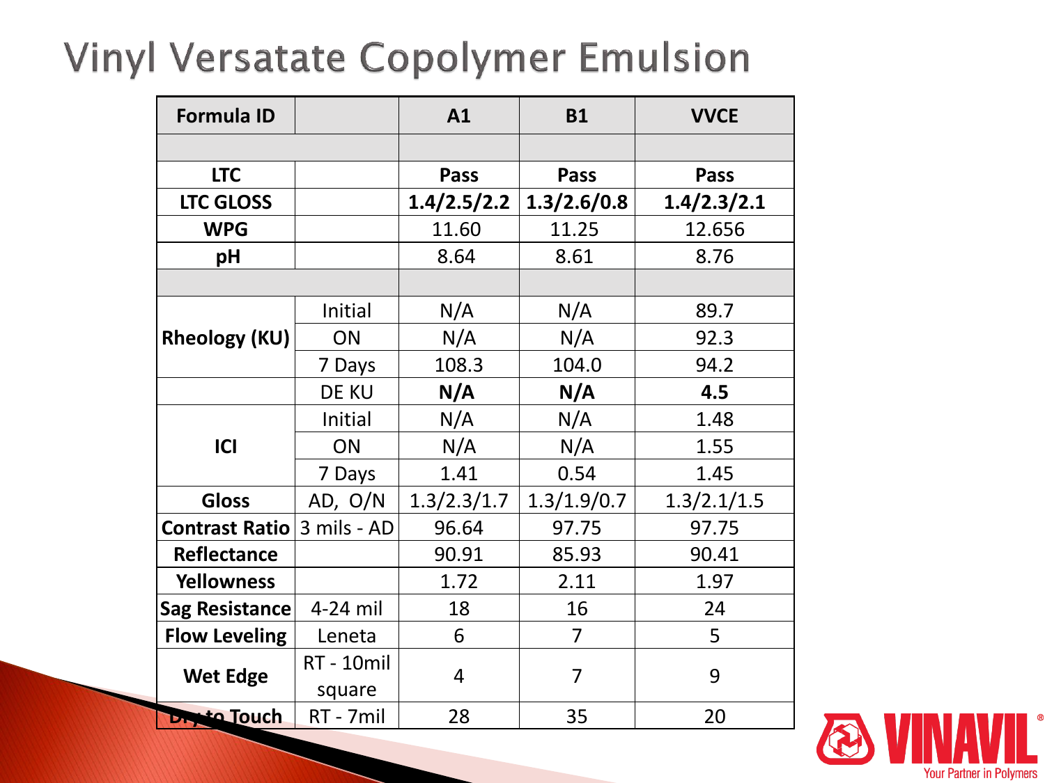# Vinyl Versatate Copolymer Emulsion

| Formula ID | | A1 | B1 | VVCE |
|---|---|---|---|---|
| | | | | |
| **LTC** | | **Pass** | **Pass** | **Pass** |
| **LTC GLOSS** | | **1.4/2.5/2.2** | **1.3/2.6/0.8** | **1.4/2.3/2.1** |
| **WPG** | | 11.60 | 11.25 | 12.656 |
| **pH** | | 8.64 | 8.61 | 8.76 |
| | | | | |
| **Rheology (KU)** | Initial | N/A | N/A | 89.7 |
| | ON | N/A | N/A | 92.3 |
| | 7 Days | 108.3 | 104.0 | 94.2 |
| | DE KU | **N/A** | **N/A** | **4.5** |
| **ICI** | Initial | N/A | N/A | 1.48 |
| | ON | N/A | N/A | 1.55 |
| | 7 Days | 1.41 | 0.54 | 1.45 |
| **Gloss** | AD, O/N | 1.3/2.3/1.7 | 1.3/1.9/0.7 | 1.3/2.1/1.5 |
| **Contrast Ratio** | 3 mils - AD | 96.64 | 97.75 | 97.75 |
| **Reflectance** | | 90.91 | 85.93 | 90.41 |
| **Yellowness** | | 1.72 | 2.11 | 1.97 |
| **Sag Resistance** | 4-24 mil | 18 | 16 | 24 |
| **Flow Leveling** | Leneta | 6 | 7 | 5 |
| **Wet Edge** | RT - 10mil square | 4 | 7 | 9 |
| **Dry to Touch** | RT - 7mil | 28 | 35 | 20 |

VINAVIL® Your Partner in Polymers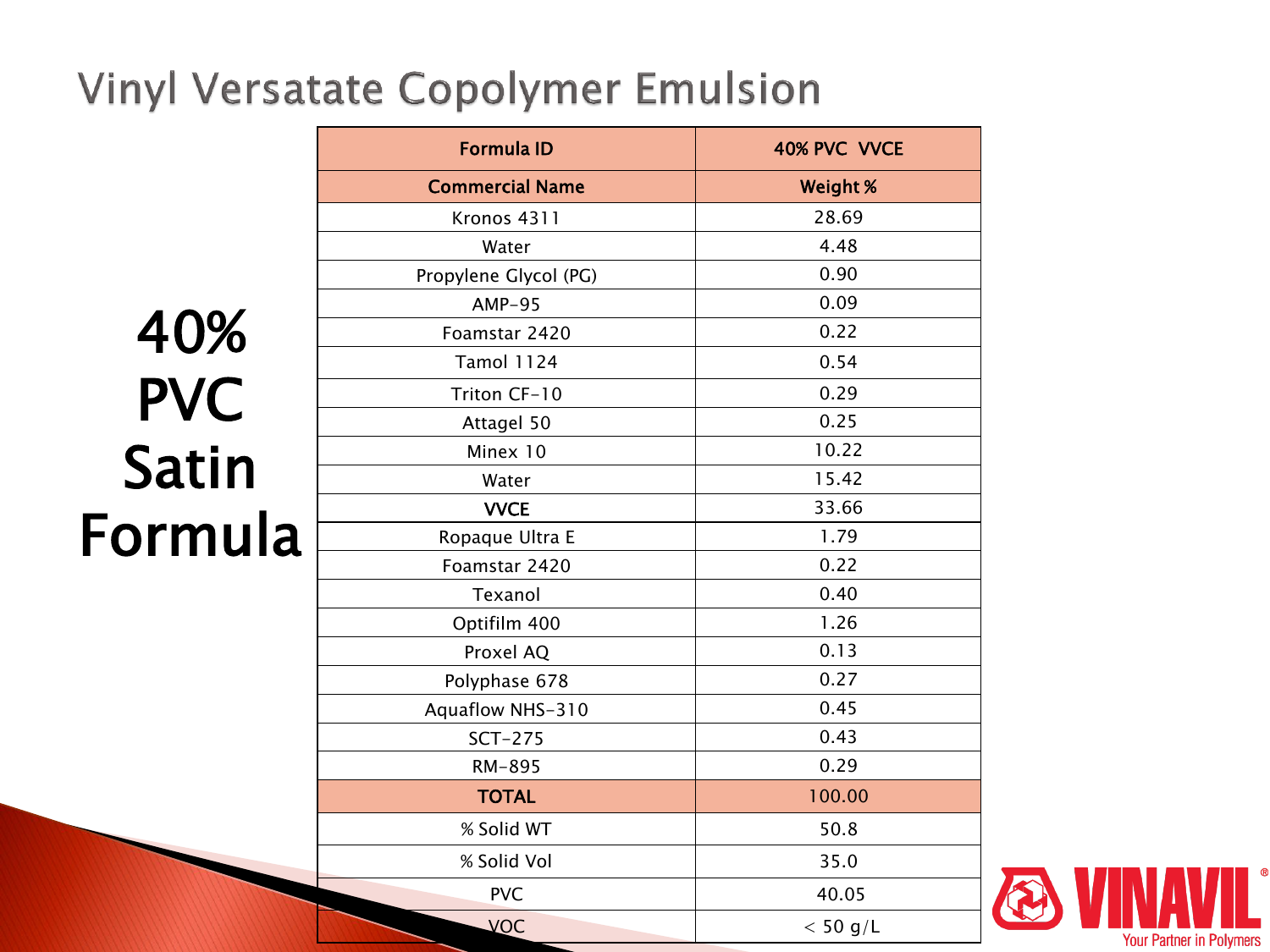# Vinyl Versatate Copolymer Emulsion

## 40% PVC Satin Formula

| Formula ID | 40% PVC VVCE |
|---|---|
| **Commercial Name** | **Weight %** |
| Kronos 4311 | 28.69 |
| Water | 4.48 |
| Propylene Glycol (PG) | 0.90 |
| AMP-95 | 0.09 |
| Foamstar 2420 | 0.22 |
| Tamol 1124 | 0.54 |
| Triton CF-10 | 0.29 |
| Attagel 50 | 0.25 |
| Minex 10 | 10.22 |
| Water | 15.42 |
| **VVCE** | 33.66 |
| Ropaque Ultra E | 1.79 |
| Foamstar 2420 | 0.22 |
| Texanol | 0.40 |
| Optifilm 400 | 1.26 |
| Proxel AQ | 0.13 |
| Polyphase 678 | 0.27 |
| Aquaflow NHS-310 | 0.45 |
| SCT-275 | 0.43 |
| RM-895 | 0.29 |
| **TOTAL** | 100.00 |
| % Solid WT | 50.8 |
| % Solid Vol | 35.0 |
| PVC | 40.05 |
| VOC | < 50 g/L |

VINAVIL® Your Partner in Polymers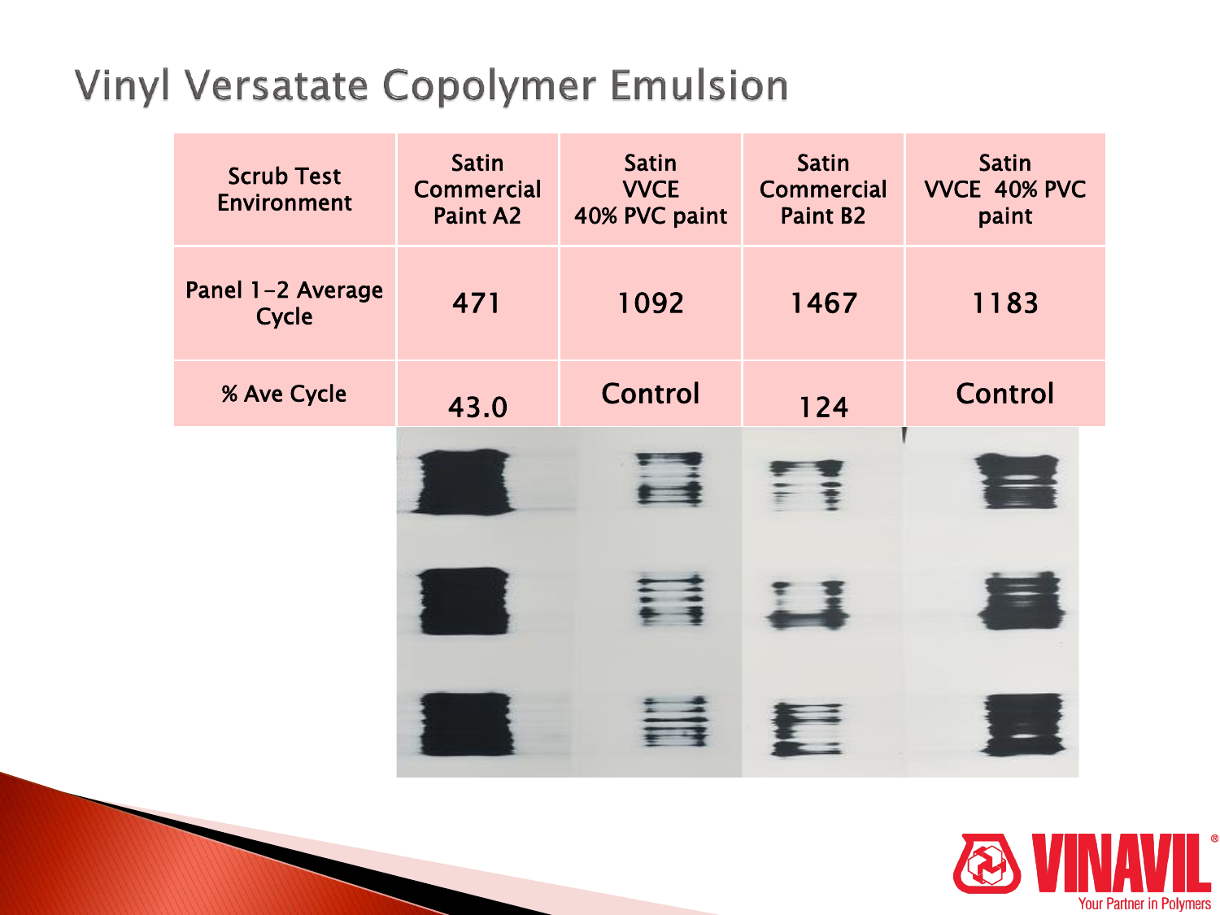# Vinyl Versatate Copolymer Emulsion

| Scrub Test Environment | Satin Commercial Paint A2 | Satin VVCE 40% PVC paint | Satin Commercial Paint B2 | Satin VVCE 40% PVC paint |
|---|---|---|---|---|
| Panel 1-2 Average Cycle | 471 | 1092 | 1467 | 1183 |
| % Ave Cycle | 43.0 | Control | 124 | Control |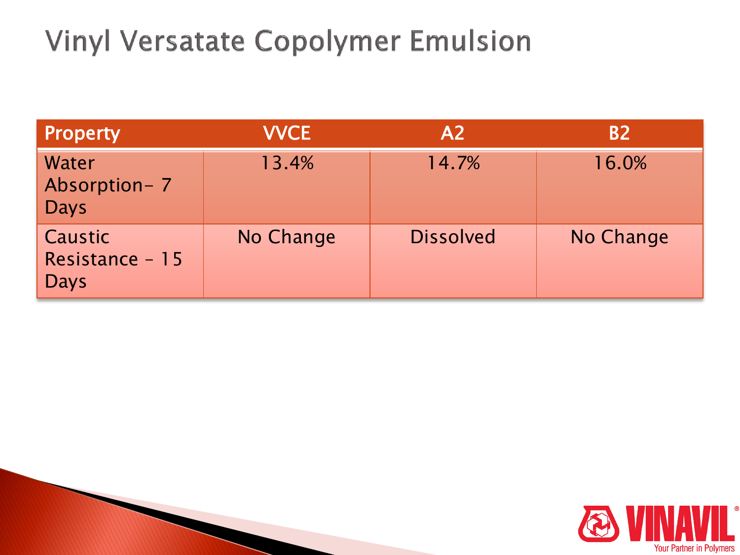# Vinyl Versatate Copolymer Emulsion

| Property | VVCE | A2 | B2 |
|---|---|---|---|
| Water Absorption- 7 Days | 13.4% | 14.7% | 16.0% |
| Caustic Resistance – 15 Days | No Change | Dissolved | No Change |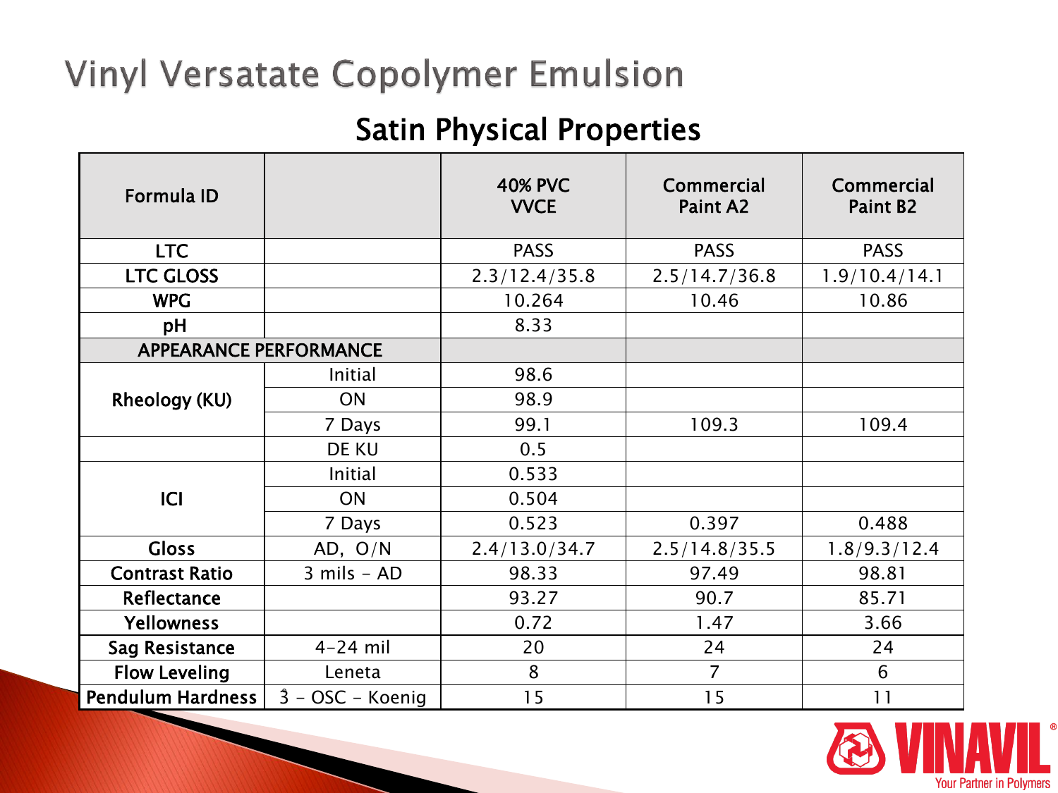# Vinyl Versatate Copolymer Emulsion

## Satin Physical Properties

| Formula ID | | 40% PVC VVCE | Commercial Paint A2 | Commercial Paint B2 |
|---|---|---|---|---|
| LTC | | PASS | PASS | PASS |
| LTC GLOSS | | 2.3/12.4/35.8 | 2.5/14.7/36.8 | 1.9/10.4/14.1 |
| WPG | | 10.264 | 10.46 | 10.86 |
| pH | | 8.33 | | |
| APPEARANCE PERFORMANCE | | | | |
| Rheology (KU) | Initial | 98.6 | | |
| | ON | 98.9 | | |
| | 7 Days | 99.1 | 109.3 | 109.4 |
| | DE KU | 0.5 | | |
| ICI | Initial | 0.533 | | |
| | ON | 0.504 | | |
| | 7 Days | 0.523 | 0.397 | 0.488 |
| Gloss | AD, O/N | 2.4/13.0/34.7 | 2.5/14.8/35.5 | 1.8/9.3/12.4 |
| Contrast Ratio | 3 mils - AD | 98.33 | 97.49 | 98.81 |
| Reflectance | | 93.27 | 90.7 | 85.71 |
| Yellowness | | 0.72 | 1.47 | 3.66 |
| Sag Resistance | 4-24 mil | 20 | 24 | 24 |
| Flow Leveling | Leneta | 8 | 7 | 6 |
| Pendulum Hardness | 3 - OSC - Koenig | 15 | 15 | 11 |

VINAVIL® Your Partner in Polymers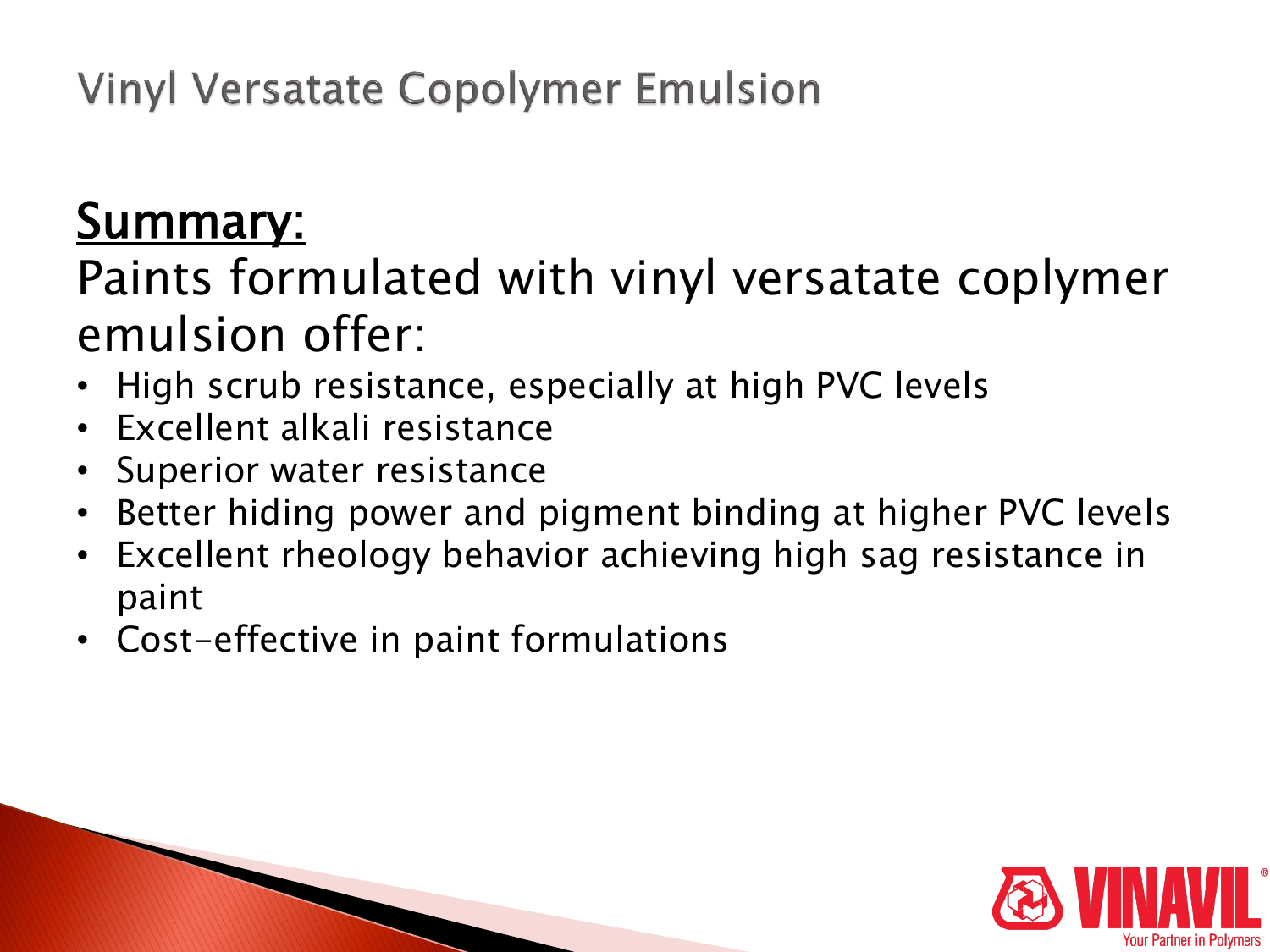# Vinyl Versatate Copolymer Emulsion

**Summary:**

Paints formulated with vinyl versatate coplymer emulsion offer:

- High scrub resistance, especially at high PVC levels
- Excellent alkali resistance
- Superior water resistance
- Better hiding power and pigment binding at higher PVC levels
- Excellent rheology behavior achieving high sag resistance in paint
- Cost-effective in paint formulations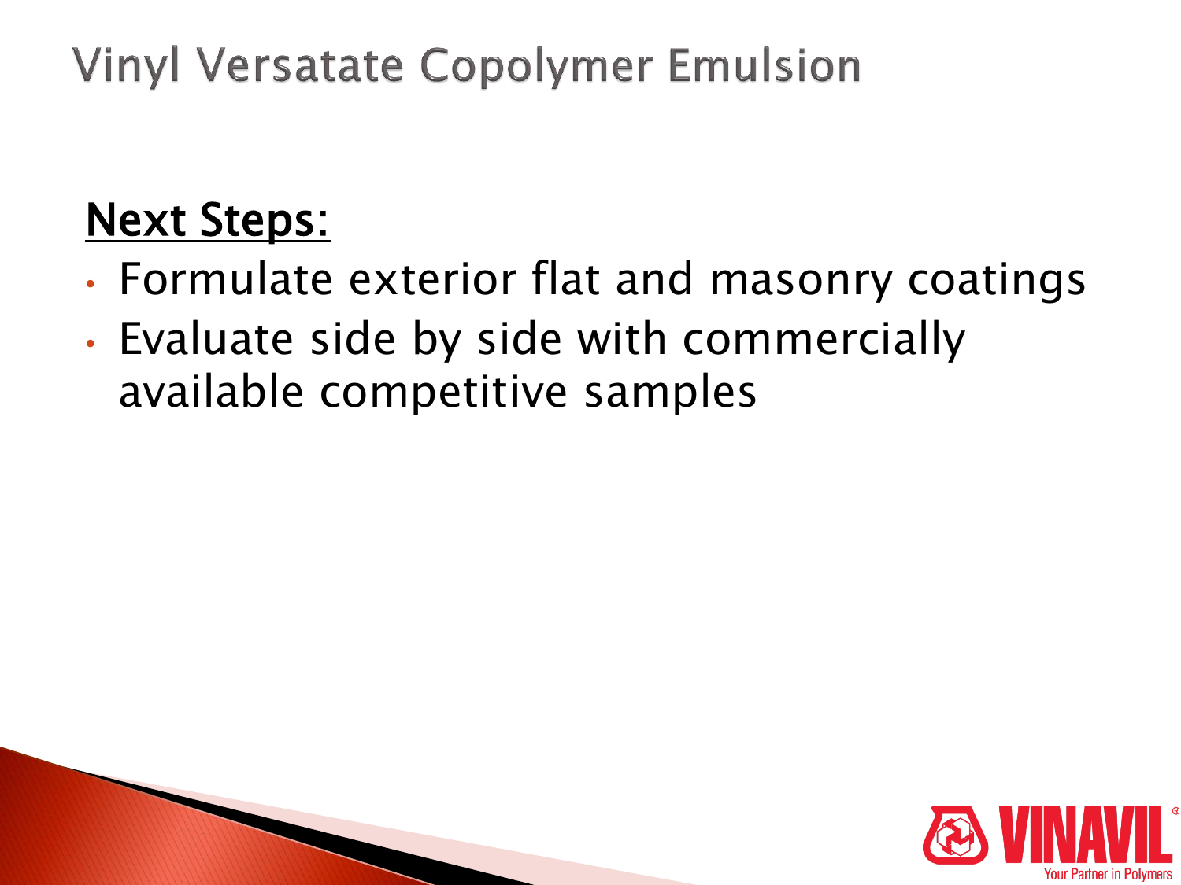# Vinyl Versatate Copolymer Emulsion

## Next Steps:

- Formulate exterior flat and masonry coatings
- Evaluate side by side with commercially available competitive samples